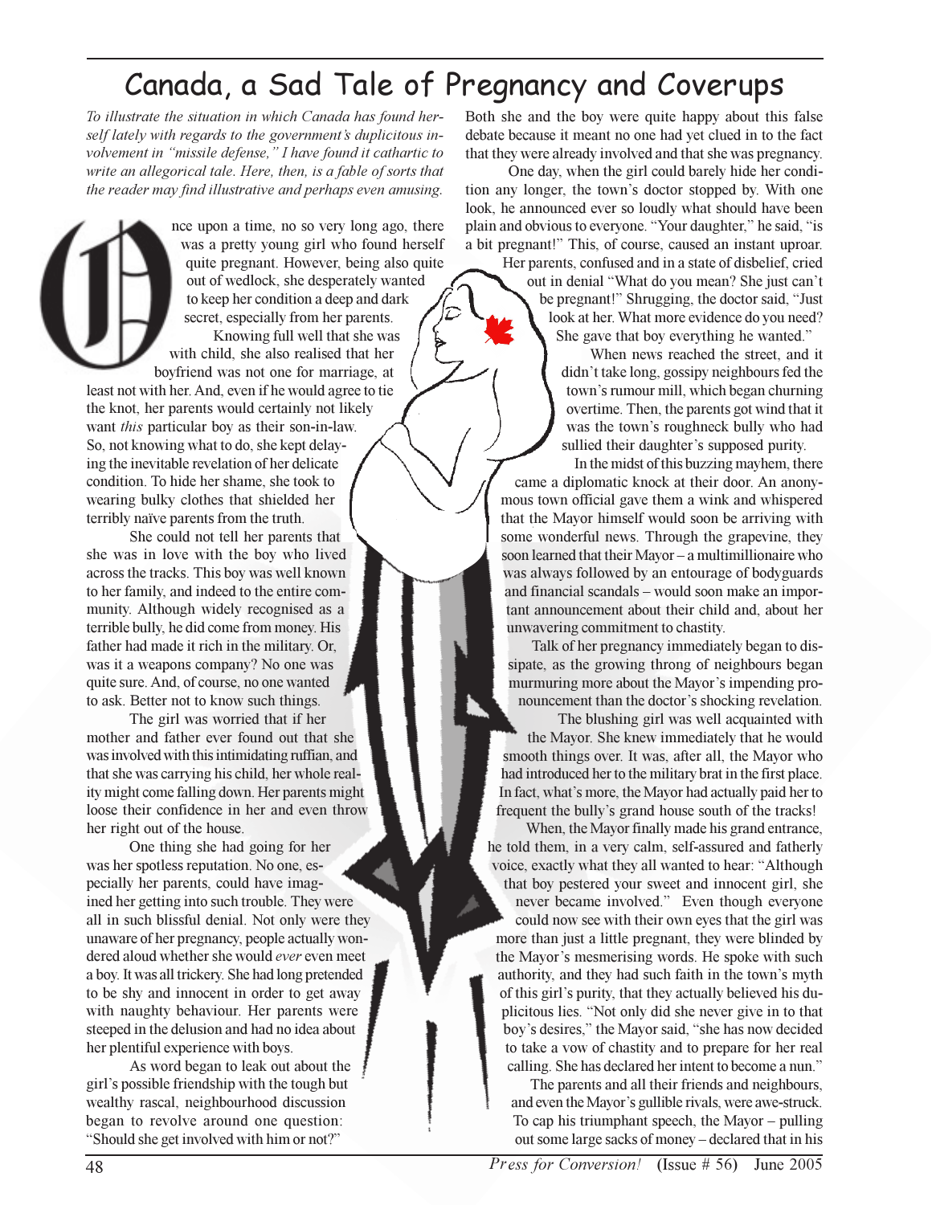# Canada, a Sad Tale of Pregnancy and Coverups

*To illustrate the situation in which Canada has found herself lately with regards to the government's duplicitous involvement in "missile defense," I have found it cathartic to write an allegorical tale. Here, then, is a fable of sorts that the reader may find illustrative and perhaps even amusing.*

Once upon a time, no so very long ago, there was a pretty young girl who found herself quite pregnant. However, being also quite out of wedlock, she desperately wanted to keep her condition a deep and dark secret, especially from her parents.

Knowing full well that she was with child, she also realised that her boyfriend was not one for marriage, at least not with her. And, even if he would agree to tie the knot, her parents would certainly not likely want *this* particular boy as their son-in-law. So, not knowing what to do, she kept delaying the inevitable revelation of her delicate condition. To hide her shame, she took to wearing bulky clothes that shielded her terribly naïve parents from the truth.

She could not tell her parents that she was in love with the boy who lived across the tracks. This boy was well known to her family, and indeed to the entire community. Although widely recognised as a terrible bully, he did come from money. His father had made it rich in the military. Or, was it a weapons company? No one was quite sure. And, of course, no one wanted to ask. Better not to know such things.

The girl was worried that if her mother and father ever found out that she was involved with this intimidating ruffian, and that she was carrying his child, her whole reality might come falling down. Her parents might loose their confidence in her and even throw her right out of the house.

One thing she had going for her was her spotless reputation. No one, especially her parents, could have imagined her getting into such trouble. They were all in such blissful denial. Not only were they unaware of her pregnancy, people actually wondered aloud whether she would *ever* even meet a boy. It was all trickery. She had long pretended to be shy and innocent in order to get away with naughty behaviour. Her parents were steeped in the delusion and had no idea about her plentiful experience with boys.

As word began to leak out about the girl's possible friendship with the tough but wealthy rascal, neighbourhood discussion began to revolve around one question: "Should she get involved with him or not?" Both she and the boy were quite happy about this false debate because it meant no one had yet clued in to the fact that they were already involved and that she was pregnancy.

One day, when the girl could barely hide her condition any longer, the town's doctor stopped by. With one look, he announced ever so loudly what should have been plain and obvious to everyone. "Your daughter," he said, "is a bit pregnant!" This, of course, caused an instant uproar. Her parents, confused and in a state of disbelief, cried out in denial "What do you mean? She just can't be pregnant!" Shrugging, the doctor said, "Just look at her. What more evidence do you need? She gave that boy everything he wanted."

When news reached the street, and it didn't take long, gossipy neighbours fed the town's rumour mill, which began churning overtime. Then, the parents got wind that it was the town's roughneck bully who had sullied their daughter's supposed purity.

In the midst of this buzzing mayhem, there came a diplomatic knock at their door. An anonymous town official gave them a wink and whispered that the Mayor himself would soon be arriving with some wonderful news. Through the grapevine, they soon learned that their Mayor – a multimillionaire who was always followed by an entourage of bodyguards and financial scandals – would soon make an important announcement about their child and, about her unwavering commitment to chastity.

Talk of her pregnancy immediately began to dissipate, as the growing throng of neighbours began murmuring more about the Mayor's impending pronouncement than the doctor's shocking revelation.

The blushing girl was well acquainted with the Mayor. She knew immediately that he would smooth things over. It was, after all, the Mayor who had introduced her to the military brat in the first place. In fact, what's more, the Mayor had actually paid her to frequent the bully's grand house south of the tracks!

When, the Mayor finally made his grand entrance, he told them, in a very calm, self-assured and fatherly voice, exactly what they all wanted to hear: "Although that boy pestered your sweet and innocent girl, she never became involved." Even though everyone could now see with their own eyes that the girl was more than just a little pregnant, they were blinded by the Mayor's mesmerising words. He spoke with such authority, and they had such faith in the town's myth of this girl's purity, that they actually believed his duplicitous lies. "Not only did she never give in to that boy's desires," the Mayor said, "she has now decided to take a vow of chastity and to prepare for her real calling. She has declared her intent to become a nun."

The parents and all their friends and neighbours, and even the Mayor's gullible rivals, were awe-struck. To cap his triumphant speech, the Mayor – pulling out some large sacks of money – declared that in his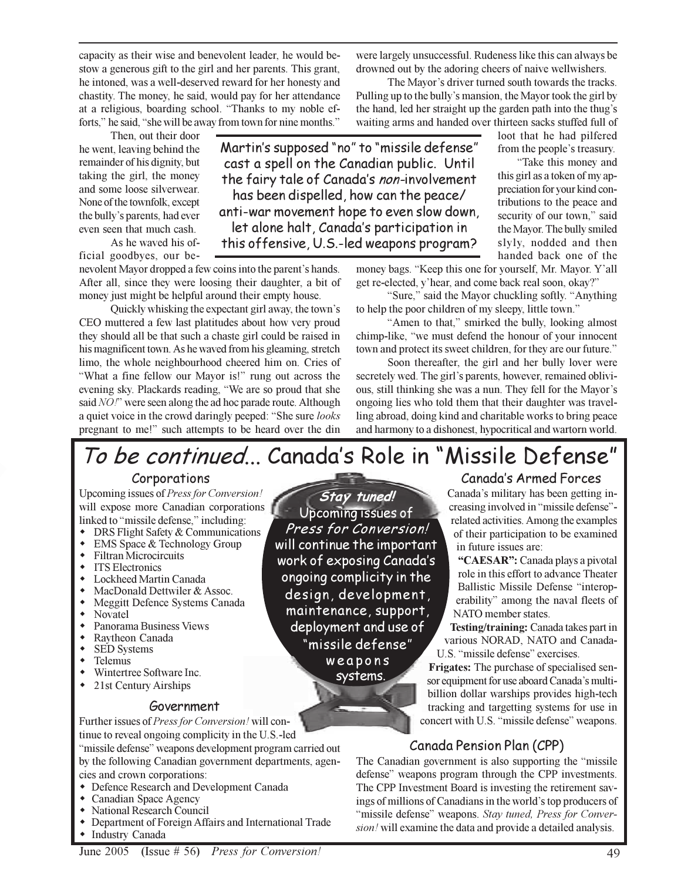capacity as their wise and benevolent leader, he would bestow a generous gift to the girl and her parents. This grant, he intoned, was a well-deserved reward for her honesty and chastity. The money, he said, would pay for her attendance at a religious, boarding school. "Thanks to my noble efforts," he said, "she will be away from town for nine months."

Then, out their door he went, leaving behind the remainder of his dignity, but taking the girl, the money and some loose silverwear. None of the townfolk, except the bully's parents, had ever even seen that much cash.

As he waved his official goodbyes, our benevolent Mayor dropped a few coins into the parent's hands. After all, since they were loosing their daughter, a bit of money just might be helpful around their empty house.

Quickly whisking the expectant girl away, the town's CEO muttered a few last platitudes about how very proud they should all be that such a chaste girl could be raised in his magnificent town. As he waved from his gleaming, stretch limo, the whole neighbourhood cheered him on. Cries of "What a fine fellow our Mayor is!" rung out across the evening sky. Plackards reading, "We are so proud that she said *NO!*" were seen along the ad hoc parade route. Although a quiet voice in the crowd daringly peeped: "She sure *looks* pregnant to me!" such attempts to be heard over the din were largely unsuccessful. Rudeness like this can always be drowned out by the adoring cheers of naive wellwishers.

The Mayor's driver turned south towards the tracks. Pulling up to the bully's mansion, the Mayor took the girl by the hand, led her straight up the garden path into the thug's waiting arms and handed over thirteen sacks stuffed full of loot that he had pilfered from the people's treasury.

"Take this money and this girl as a token of my appreciation for your kind contributions to the peace and security of our town," said the Mayor. The bully smiled slyly, nodded and then handed back one of the money bags. "Keep this one for yourself, Mr. Mayor. Y'all get re-elected, y'hear, and come back real soon, okay?"

"Sure," said the Mayor chuckling softly. "Anything to help the poor children of my sleepy, little town."

"Amen to that," smirked the bully, looking almost chimp-like, "we must defend the honour of your innocent town and protect its sweet children, for they are our future."

Soon thereafter, the girl and her bully lover were secretely wed. The girl's parents, however, remained oblivious, still thinking she was a nun. They fell for the Mayor's ongoing lies who told them that their daughter was travelling abroad, doing kind and charitable works to bring peace and harmony to a dishonest, hypocritical and wartorn world.

Martin's supposed "no" to "missile defense" cast a spell on the Canadian public. Until the fairy tale of Canada's *non*-involvement has been dispelled, how can the peace/anti-war movement hope to even slow down, let alone halt, Canada's participation in this offensive, U.S.-led weapons program?

# *To be continued...* Canada's Role in "Missile Defense"

## Corporations

Upcoming issues of *Press for Conversion!* will expose more Canadian corporations linked to "missile defense," including:

- DRS Flight Safety & Communications
- EMS Space & Technology Group
- Filtran Microcircuits
- ITS Electronics
- Lockheed Martin Canada
- MacDonald Dettwiler & Assoc.
- Meggitt Defence Systems Canada
- Novatel
- Panorama Business Views
- Raytheon Canada
- SED Systems
- Telemus
- Wintertree Software Inc.
- 21st Century Airships

## Government

Further issues of *Press for Conversion!* will continue to reveal ongoing complicity in the U.S.-led "missile defense" weapons development program carried out by the following Canadian government departments, agencies and crown corporations:

- Defence Research and Development Canada
- Canadian Space Agency
- National Research Council
- Department of Foreign Affairs and International Trade
- Industry Canada

**Stay tuned!**

Upcoming issues of *Press for Conversion!* will continue the important work of exposing Canada's ongoing complicity in the design, development, maintenance, support, deployment and use of "missile defense" weapons systems.

## Canada's Armed Forces

Canada's military has been getting increasing involved in "missile defense"-related activities. Among the examples of their participation to be examined in future issues are:

**"CAESAR":** Canada plays a pivotal role in this effort to advance Theater Ballistic Missile Defense "interoperability" among the naval fleets of NATO member states.

**Testing/training:** Canada takes part in various NORAD, NATO and Canada-U.S. "missile defense" exercises.

**Frigates:** The purchase of specialised sensor equipment for use aboard Canada's multi-billion dollar warships provides high-tech tracking and targetting systems for use in concert with U.S. "missile defense" weapons.

## Canada Pension Plan (CPP)

The Canadian government is also supporting the "missile defense" weapons program through the CPP investments. The CPP Investment Board is investing the retirement savings of millions of Canadians in the world's top producers of "missile defense" weapons. *Stay tuned, Press for Conversion!* will examine the data and provide a detailed analysis.